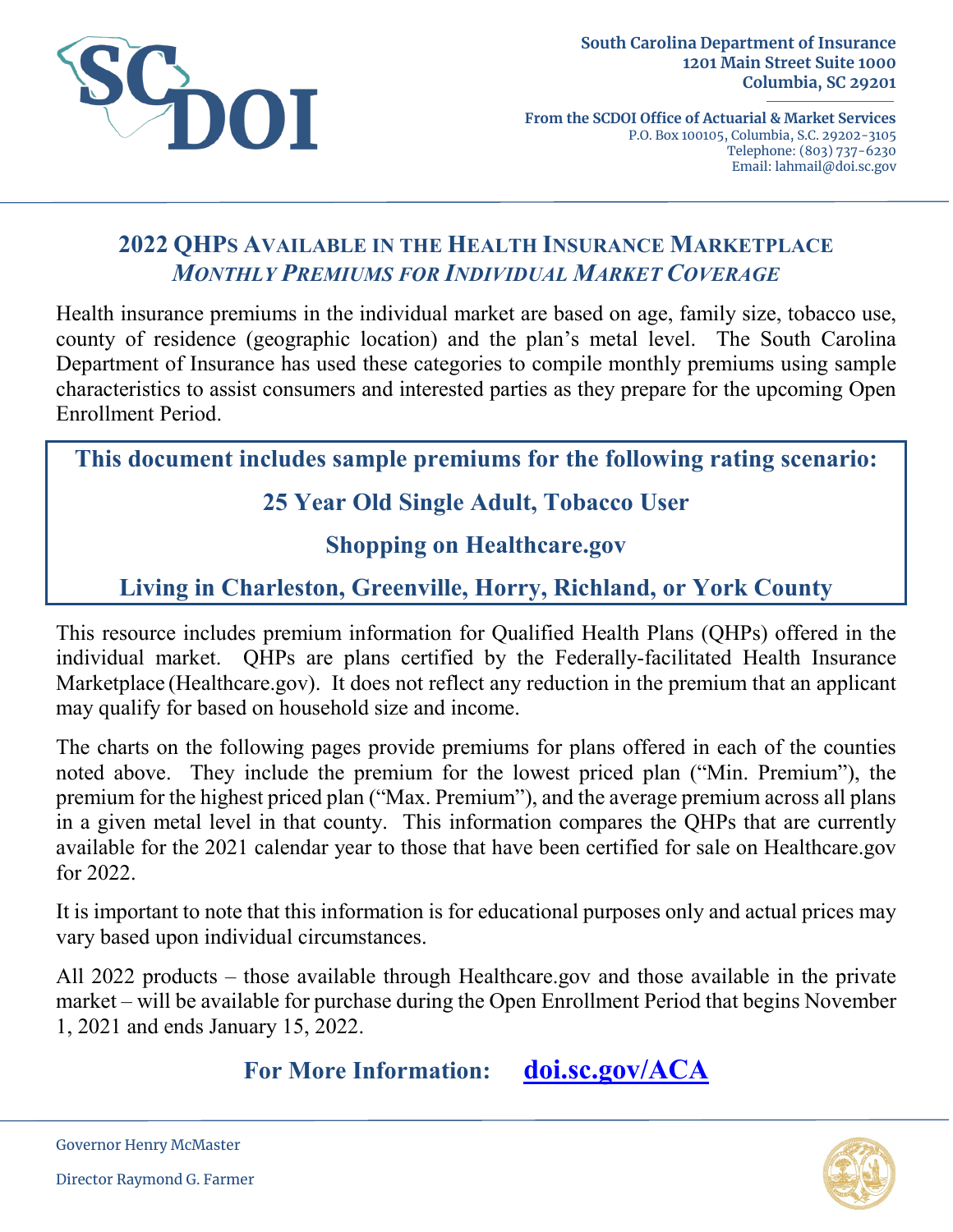South Carolina Department of Insurance
1201 Main Street Suite 1000
Columbia, SC 29201

**From the SCDOI Office of Actuarial & Market Services**
P.O. Box 100105, Columbia, S.C. 29202-3105
Telephone: (803) 737-6230
Email: lahmail@doi.sc.gov

# 2022 QHPs Available in the Health Insurance Marketplace

## *Monthly Premiums for Individual Market Coverage*

Health insurance premiums in the individual market are based on age, family size, tobacco use, county of residence (geographic location) and the plan's metal level. The South Carolina Department of Insurance has used these categories to compile monthly premiums using sample characteristics to assist consumers and interested parties as they prepare for the upcoming Open Enrollment Period.

**This document includes sample premiums for the following rating scenario:**

**25 Year Old Single Adult, Tobacco User**

**Shopping on Healthcare.gov**

**Living in Charleston, Greenville, Horry, Richland, or York County**

This resource includes premium information for Qualified Health Plans (QHPs) offered in the individual market. QHPs are plans certified by the Federally-facilitated Health Insurance Marketplace (Healthcare.gov). It does not reflect any reduction in the premium that an applicant may qualify for based on household size and income.

The charts on the following pages provide premiums for plans offered in each of the counties noted above. They include the premium for the lowest priced plan ("Min. Premium"), the premium for the highest priced plan ("Max. Premium"), and the average premium across all plans in a given metal level in that county. This information compares the QHPs that are currently available for the 2021 calendar year to those that have been certified for sale on Healthcare.gov for 2022.

It is important to note that this information is for educational purposes only and actual prices may vary based upon individual circumstances.

All 2022 products – those available through Healthcare.gov and those available in the private market – will be available for purchase during the Open Enrollment Period that begins November 1, 2021 and ends January 15, 2022.

**For More Information: doi.sc.gov/ACA**

Governor Henry McMaster

Director Raymond G. Farmer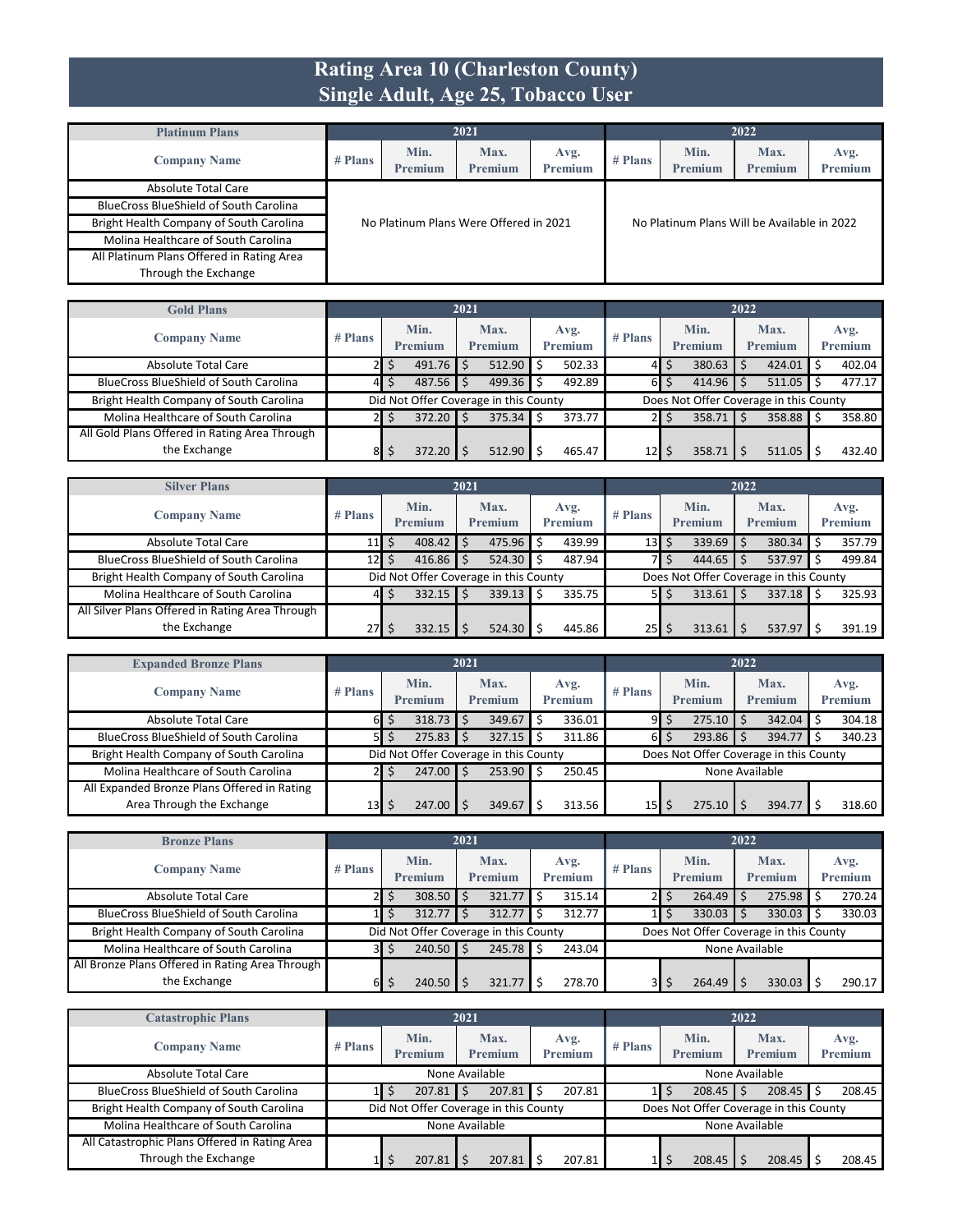# Rating Area 10 (Charleston County)
# Single Adult, Age 25, Tobacco User

| Platinum Plans | 2021 | | | | 2022 | | | |
|---|---|---|---|---|---|---|---|---|
| Company Name | # Plans | Min. Premium | Max. Premium | Avg. Premium | # Plans | Min. Premium | Max. Premium | Avg. Premium |
| Absolute Total Care | No Platinum Plans Were Offered in 2021 | | | | No Platinum Plans Will be Available in 2022 | | | |
| BlueCross BlueShield of South Carolina | | | | | | | | |
| Bright Health Company of South Carolina | | | | | | | | |
| Molina Healthcare of South Carolina | | | | | | | | |
| All Platinum Plans Offered in Rating Area Through the Exchange | | | | | | | | |

| Gold Plans | 2021 | | | | 2022 | | | |
|---|---|---|---|---|---|---|---|---|
| Company Name | # Plans | Min. Premium | Max. Premium | Avg. Premium | # Plans | Min. Premium | Max. Premium | Avg. Premium |
| Absolute Total Care | 2 | $ 491.76 | $ 512.90 | $ 502.33 | 4 | $ 380.63 | $ 424.01 | $ 402.04 |
| BlueCross BlueShield of South Carolina | 4 | $ 487.56 | $ 499.36 | $ 492.89 | 6 | $ 414.96 | $ 511.05 | $ 477.17 |
| Bright Health Company of South Carolina | Did Not Offer Coverage in this County | | | | Does Not Offer Coverage in this County | | | |
| Molina Healthcare of South Carolina | 2 | $ 372.20 | $ 375.34 | $ 373.77 | 2 | $ 358.71 | $ 358.88 | $ 358.80 |
| All Gold Plans Offered in Rating Area Through the Exchange | 8 | $ 372.20 | $ 512.90 | $ 465.47 | 12 | $ 358.71 | $ 511.05 | $ 432.40 |

| Silver Plans | 2021 | | | | 2022 | | | |
|---|---|---|---|---|---|---|---|---|
| Company Name | # Plans | Min. Premium | Max. Premium | Avg. Premium | # Plans | Min. Premium | Max. Premium | Avg. Premium |
| Absolute Total Care | 11 | $ 408.42 | $ 475.96 | $ 439.99 | 13 | $ 339.69 | $ 380.34 | $ 357.79 |
| BlueCross BlueShield of South Carolina | 12 | $ 416.86 | $ 524.30 | $ 487.94 | 7 | $ 444.65 | $ 537.97 | $ 499.84 |
| Bright Health Company of South Carolina | Did Not Offer Coverage in this County | | | | Does Not Offer Coverage in this County | | | |
| Molina Healthcare of South Carolina | 4 | $ 332.15 | $ 339.13 | $ 335.75 | 5 | $ 313.61 | $ 337.18 | $ 325.93 |
| All Silver Plans Offered in Rating Area Through the Exchange | 27 | $ 332.15 | $ 524.30 | $ 445.86 | 25 | $ 313.61 | $ 537.97 | $ 391.19 |

| Expanded Bronze Plans | 2021 | | | | 2022 | | | |
|---|---|---|---|---|---|---|---|---|
| Company Name | # Plans | Min. Premium | Max. Premium | Avg. Premium | # Plans | Min. Premium | Max. Premium | Avg. Premium |
| Absolute Total Care | 6 | $ 318.73 | $ 349.67 | $ 336.01 | 9 | $ 275.10 | $ 342.04 | $ 304.18 |
| BlueCross BlueShield of South Carolina | 5 | $ 275.83 | $ 327.15 | $ 311.86 | 6 | $ 293.86 | $ 394.77 | $ 340.23 |
| Bright Health Company of South Carolina | Did Not Offer Coverage in this County | | | | Does Not Offer Coverage in this County | | | |
| Molina Healthcare of South Carolina | 2 | $ 247.00 | $ 253.90 | $ 250.45 | None Available | | | |
| All Expanded Bronze Plans Offered in Rating Area Through the Exchange | 13 | $ 247.00 | $ 349.67 | $ 313.56 | 15 | $ 275.10 | $ 394.77 | $ 318.60 |

| Bronze Plans | 2021 | | | | 2022 | | | |
|---|---|---|---|---|---|---|---|---|
| Company Name | # Plans | Min. Premium | Max. Premium | Avg. Premium | # Plans | Min. Premium | Max. Premium | Avg. Premium |
| Absolute Total Care | 2 | $ 308.50 | $ 321.77 | $ 315.14 | 2 | $ 264.49 | $ 275.98 | $ 270.24 |
| BlueCross BlueShield of South Carolina | 1 | $ 312.77 | $ 312.77 | $ 312.77 | 1 | $ 330.03 | $ 330.03 | $ 330.03 |
| Bright Health Company of South Carolina | Did Not Offer Coverage in this County | | | | Does Not Offer Coverage in this County | | | |
| Molina Healthcare of South Carolina | 3 | $ 240.50 | $ 245.78 | $ 243.04 | None Available | | | |
| All Bronze Plans Offered in Rating Area Through the Exchange | 6 | $ 240.50 | $ 321.77 | $ 278.70 | 3 | $ 264.49 | $ 330.03 | $ 290.17 |

| Catastrophic Plans | 2021 | | | | 2022 | | | |
|---|---|---|---|---|---|---|---|---|
| Company Name | # Plans | Min. Premium | Max. Premium | Avg. Premium | # Plans | Min. Premium | Max. Premium | Avg. Premium |
| Absolute Total Care | None Available | | | | None Available | | | |
| BlueCross BlueShield of South Carolina | 1 | $ 207.81 | $ 207.81 | $ 207.81 | 1 | $ 208.45 | $ 208.45 | $ 208.45 |
| Bright Health Company of South Carolina | Did Not Offer Coverage in this County | | | | Does Not Offer Coverage in this County | | | |
| Molina Healthcare of South Carolina | None Available | | | | None Available | | | |
| All Catastrophic Plans Offered in Rating Area Through the Exchange | 1 | $ 207.81 | $ 207.81 | $ 207.81 | 1 | $ 208.45 | $ 208.45 | $ 208.45 |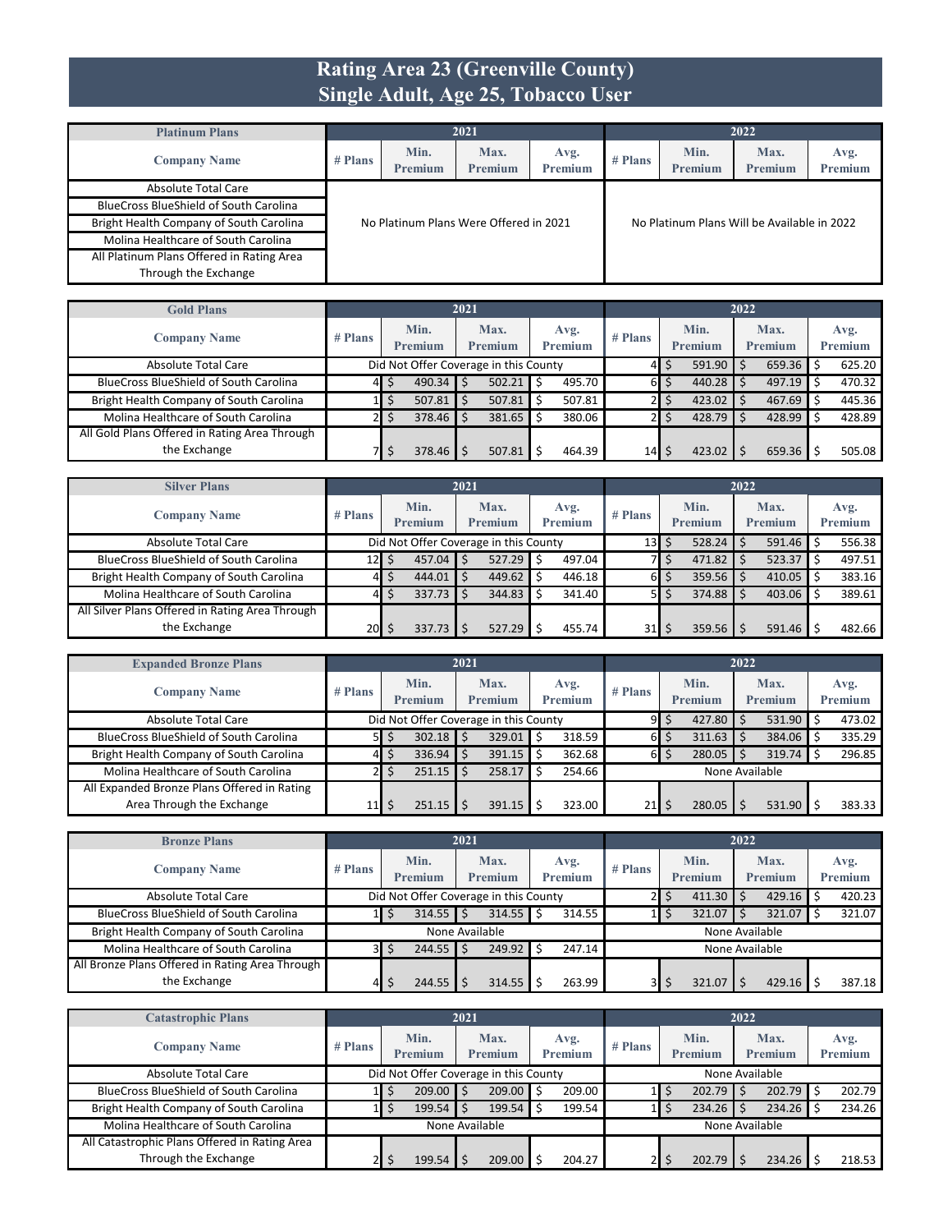# Rating Area 23 (Greenville County)
## Single Adult, Age 25, Tobacco User

| Platinum Plans | 2021 | | | | 2022 | | | |
|---|---|---|---|---|---|---|---|---|
| Company Name | # Plans | Min. Premium | Max. Premium | Avg. Premium | # Plans | Min. Premium | Max. Premium | Avg. Premium |
| Absolute Total Care | No Platinum Plans Were Offered in 2021 | | | | No Platinum Plans Will be Available in 2022 | | | |
| BlueCross BlueShield of South Carolina | | | | | | | | |
| Bright Health Company of South Carolina | | | | | | | | |
| Molina Healthcare of South Carolina | | | | | | | | |
| All Platinum Plans Offered in Rating Area Through the Exchange | | | | | | | | |

| Gold Plans | 2021 | | | | 2022 | | | |
|---|---|---|---|---|---|---|---|---|
| Company Name | # Plans | Min. Premium | Max. Premium | Avg. Premium | # Plans | Min. Premium | Max. Premium | Avg. Premium |
| Absolute Total Care | Did Not Offer Coverage in this County | | | | 4 | $ 591.90 | $ 659.36 | $ 625.20 |
| BlueCross BlueShield of South Carolina | 4 | $ 490.34 | $ 502.21 | $ 495.70 | 6 | $ 440.28 | $ 497.19 | $ 470.32 |
| Bright Health Company of South Carolina | 1 | $ 507.81 | $ 507.81 | $ 507.81 | 2 | $ 423.02 | $ 467.69 | $ 445.36 |
| Molina Healthcare of South Carolina | 2 | $ 378.46 | $ 381.65 | $ 380.06 | 2 | $ 428.79 | $ 428.99 | $ 428.89 |
| All Gold Plans Offered in Rating Area Through the Exchange | 7 | $ 378.46 | $ 507.81 | $ 464.39 | 14 | $ 423.02 | $ 659.36 | $ 505.08 |

| Silver Plans | 2021 | | | | 2022 | | | |
|---|---|---|---|---|---|---|---|---|
| Company Name | # Plans | Min. Premium | Max. Premium | Avg. Premium | # Plans | Min. Premium | Max. Premium | Avg. Premium |
| Absolute Total Care | Did Not Offer Coverage in this County | | | | 13 | $ 528.24 | $ 591.46 | $ 556.38 |
| BlueCross BlueShield of South Carolina | 12 | $ 457.04 | $ 527.29 | $ 497.04 | 7 | $ 471.82 | $ 523.37 | $ 497.51 |
| Bright Health Company of South Carolina | 4 | $ 444.01 | $ 449.62 | $ 446.18 | 6 | $ 359.56 | $ 410.05 | $ 383.16 |
| Molina Healthcare of South Carolina | 4 | $ 337.73 | $ 344.83 | $ 341.40 | 5 | $ 374.88 | $ 403.06 | $ 389.61 |
| All Silver Plans Offered in Rating Area Through the Exchange | 20 | $ 337.73 | $ 527.29 | $ 455.74 | 31 | $ 359.56 | $ 591.46 | $ 482.66 |

| Expanded Bronze Plans | 2021 | | | | 2022 | | | |
|---|---|---|---|---|---|---|---|---|
| Company Name | # Plans | Min. Premium | Max. Premium | Avg. Premium | # Plans | Min. Premium | Max. Premium | Avg. Premium |
| Absolute Total Care | Did Not Offer Coverage in this County | | | | 9 | $ 427.80 | $ 531.90 | $ 473.02 |
| BlueCross BlueShield of South Carolina | 5 | $ 302.18 | $ 329.01 | $ 318.59 | 6 | $ 311.63 | $ 384.06 | $ 335.29 |
| Bright Health Company of South Carolina | 4 | $ 336.94 | $ 391.15 | $ 362.68 | 6 | $ 280.05 | $ 319.74 | $ 296.85 |
| Molina Healthcare of South Carolina | 2 | $ 251.15 | $ 258.17 | $ 254.66 | None Available | | | |
| All Expanded Bronze Plans Offered in Rating Area Through the Exchange | 11 | $ 251.15 | $ 391.15 | $ 323.00 | 21 | $ 280.05 | $ 531.90 | $ 383.33 |

| Bronze Plans | 2021 | | | | 2022 | | | |
|---|---|---|---|---|---|---|---|---|
| Company Name | # Plans | Min. Premium | Max. Premium | Avg. Premium | # Plans | Min. Premium | Max. Premium | Avg. Premium |
| Absolute Total Care | Did Not Offer Coverage in this County | | | | 2 | $ 411.30 | $ 429.16 | $ 420.23 |
| BlueCross BlueShield of South Carolina | 1 | $ 314.55 | $ 314.55 | $ 314.55 | 1 | $ 321.07 | $ 321.07 | $ 321.07 |
| Bright Health Company of South Carolina | None Available | | | | None Available | | | |
| Molina Healthcare of South Carolina | 3 | $ 244.55 | $ 249.92 | $ 247.14 | None Available | | | |
| All Bronze Plans Offered in Rating Area Through the Exchange | 4 | $ 244.55 | $ 314.55 | $ 263.99 | 3 | $ 321.07 | $ 429.16 | $ 387.18 |

| Catastrophic Plans | 2021 | | | | 2022 | | | |
|---|---|---|---|---|---|---|---|---|
| Company Name | # Plans | Min. Premium | Max. Premium | Avg. Premium | # Plans | Min. Premium | Max. Premium | Avg. Premium |
| Absolute Total Care | Did Not Offer Coverage in this County | | | | None Available | | | |
| BlueCross BlueShield of South Carolina | 1 | $ 209.00 | $ 209.00 | $ 209.00 | 1 | $ 202.79 | $ 202.79 | $ 202.79 |
| Bright Health Company of South Carolina | 1 | $ 199.54 | $ 199.54 | $ 199.54 | 1 | $ 234.26 | $ 234.26 | $ 234.26 |
| Molina Healthcare of South Carolina | None Available | | | | None Available | | | |
| All Catastrophic Plans Offered in Rating Area Through the Exchange | 2 | $ 199.54 | $ 209.00 | $ 204.27 | 2 | $ 202.79 | $ 234.26 | $ 218.53 |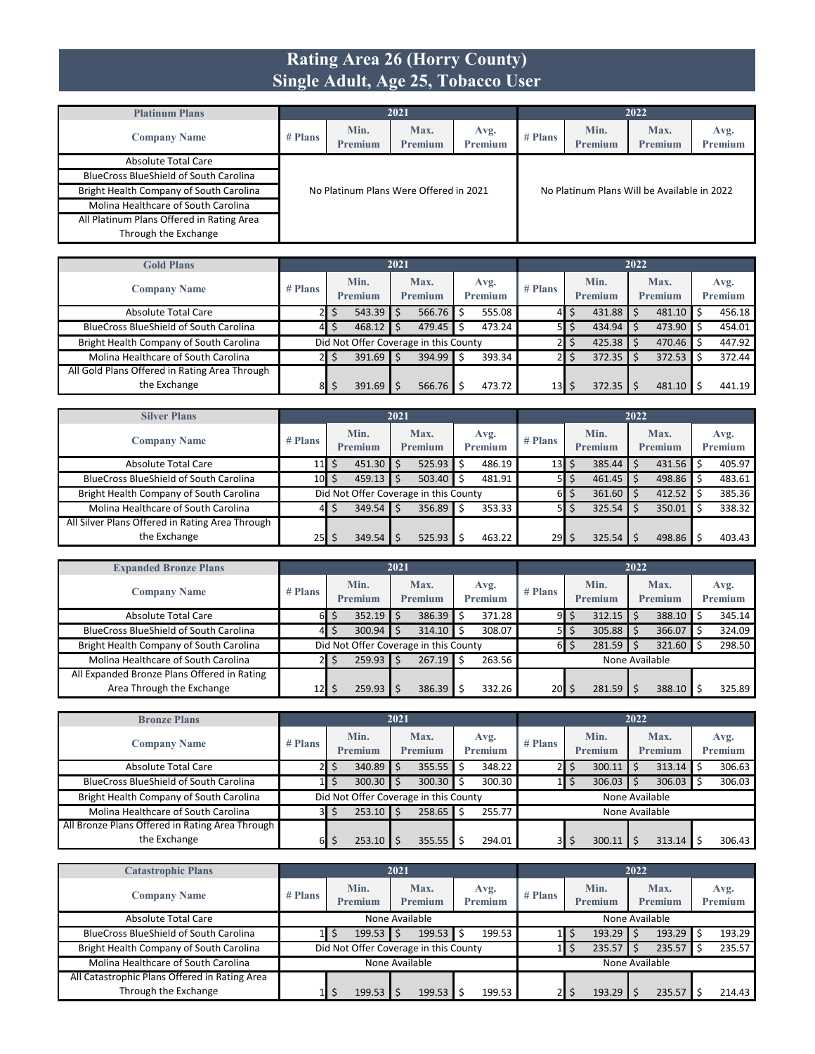# Rating Area 26 (Horry County)
## Single Adult, Age 25, Tobacco User

| Platinum Plans | 2021 | | | | 2022 | | | |
|---|---|---|---|---|---|---|---|---|
| Company Name | # Plans | Min. Premium | Max. Premium | Avg. Premium | # Plans | Min. Premium | Max. Premium | Avg. Premium |
| Absolute Total Care | No Platinum Plans Were Offered in 2021 | | | | No Platinum Plans Will be Available in 2022 | | | |
| BlueCross BlueShield of South Carolina | | | | | | | | |
| Bright Health Company of South Carolina | | | | | | | | |
| Molina Healthcare of South Carolina | | | | | | | | |
| All Platinum Plans Offered in Rating Area Through the Exchange | | | | | | | | |

| Gold Plans | 2021 | | | | 2022 | | | |
|---|---|---|---|---|---|---|---|---|
| Company Name | # Plans | Min. Premium | Max. Premium | Avg. Premium | # Plans | Min. Premium | Max. Premium | Avg. Premium |
| Absolute Total Care | 2 | $ 543.39 | $ 566.76 | $ 555.08 | 4 | $ 431.88 | $ 481.10 | $ 456.18 |
| BlueCross BlueShield of South Carolina | 4 | $ 468.12 | $ 479.45 | $ 473.24 | 5 | $ 434.94 | $ 473.90 | $ 454.01 |
| Bright Health Company of South Carolina | Did Not Offer Coverage in this County | | | | 2 | $ 425.38 | $ 470.46 | $ 447.92 |
| Molina Healthcare of South Carolina | 2 | $ 391.69 | $ 394.99 | $ 393.34 | 2 | $ 372.35 | $ 372.53 | $ 372.44 |
| All Gold Plans Offered in Rating Area Through the Exchange | 8 | $ 391.69 | $ 566.76 | $ 473.72 | 13 | $ 372.35 | $ 481.10 | $ 441.19 |

| Silver Plans | 2021 | | | | 2022 | | | |
|---|---|---|---|---|---|---|---|---|
| Company Name | # Plans | Min. Premium | Max. Premium | Avg. Premium | # Plans | Min. Premium | Max. Premium | Avg. Premium |
| Absolute Total Care | 11 | $ 451.30 | $ 525.93 | $ 486.19 | 13 | $ 385.44 | $ 431.56 | $ 405.97 |
| BlueCross BlueShield of South Carolina | 10 | $ 459.13 | $ 503.40 | $ 481.91 | 5 | $ 461.45 | $ 498.86 | $ 483.61 |
| Bright Health Company of South Carolina | Did Not Offer Coverage in this County | | | | 6 | $ 361.60 | $ 412.52 | $ 385.36 |
| Molina Healthcare of South Carolina | 4 | $ 349.54 | $ 356.89 | $ 353.33 | 5 | $ 325.54 | $ 350.01 | $ 338.32 |
| All Silver Plans Offered in Rating Area Through the Exchange | 25 | $ 349.54 | $ 525.93 | $ 463.22 | 29 | $ 325.54 | $ 498.86 | $ 403.43 |

| Expanded Bronze Plans | 2021 | | | | 2022 | | | |
|---|---|---|---|---|---|---|---|---|
| Company Name | # Plans | Min. Premium | Max. Premium | Avg. Premium | # Plans | Min. Premium | Max. Premium | Avg. Premium |
| Absolute Total Care | 6 | $ 352.19 | $ 386.39 | $ 371.28 | 9 | $ 312.15 | $ 388.10 | $ 345.14 |
| BlueCross BlueShield of South Carolina | 4 | $ 300.94 | $ 314.10 | $ 308.07 | 5 | $ 305.88 | $ 366.07 | $ 324.09 |
| Bright Health Company of South Carolina | Did Not Offer Coverage in this County | | | | 6 | $ 281.59 | $ 321.60 | $ 298.50 |
| Molina Healthcare of South Carolina | 2 | $ 259.93 | $ 267.19 | $ 263.56 | None Available | | | |
| All Expanded Bronze Plans Offered in Rating Area Through the Exchange | 12 | $ 259.93 | $ 386.39 | $ 332.26 | 20 | $ 281.59 | $ 388.10 | $ 325.89 |

| Bronze Plans | 2021 | | | | 2022 | | | |
|---|---|---|---|---|---|---|---|---|
| Company Name | # Plans | Min. Premium | Max. Premium | Avg. Premium | # Plans | Min. Premium | Max. Premium | Avg. Premium |
| Absolute Total Care | 2 | $ 340.89 | $ 355.55 | $ 348.22 | 2 | $ 300.11 | $ 313.14 | $ 306.63 |
| BlueCross BlueShield of South Carolina | 1 | $ 300.30 | $ 300.30 | $ 300.30 | 1 | $ 306.03 | $ 306.03 | $ 306.03 |
| Bright Health Company of South Carolina | Did Not Offer Coverage in this County | | | | None Available | | | |
| Molina Healthcare of South Carolina | 3 | $ 253.10 | $ 258.65 | $ 255.77 | None Available | | | |
| All Bronze Plans Offered in Rating Area Through the Exchange | 6 | $ 253.10 | $ 355.55 | $ 294.01 | 3 | $ 300.11 | $ 313.14 | $ 306.43 |

| Catastrophic Plans | 2021 | | | | 2022 | | | |
|---|---|---|---|---|---|---|---|---|
| Company Name | # Plans | Min. Premium | Max. Premium | Avg. Premium | # Plans | Min. Premium | Max. Premium | Avg. Premium |
| Absolute Total Care | None Available | | | | None Available | | | |
| BlueCross BlueShield of South Carolina | 1 | $ 199.53 | $ 199.53 | $ 199.53 | 1 | $ 193.29 | $ 193.29 | $ 193.29 |
| Bright Health Company of South Carolina | Did Not Offer Coverage in this County | | | | 1 | $ 235.57 | $ 235.57 | $ 235.57 |
| Molina Healthcare of South Carolina | None Available | | | | None Available | | | |
| All Catastrophic Plans Offered in Rating Area Through the Exchange | 1 | $ 199.53 | $ 199.53 | $ 199.53 | 2 | $ 193.29 | $ 235.57 | $ 214.43 |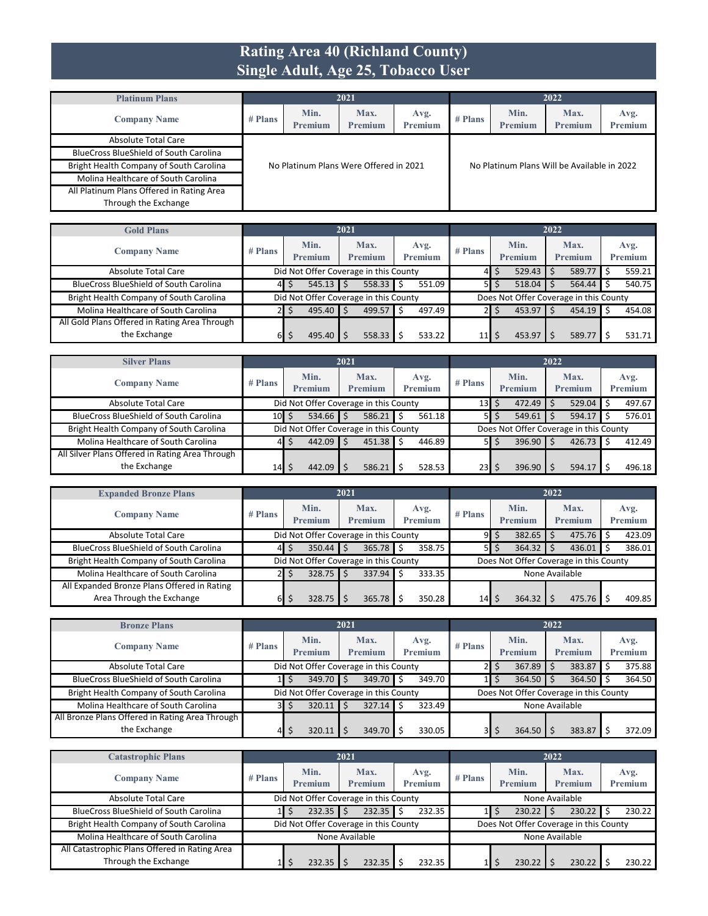# Rating Area 40 (Richland County)
## Single Adult, Age 25, Tobacco User

| Platinum Plans | 2021 | | | | 2022 | | | |
|---|---|---|---|---|---|---|---|---|
| Company Name | # Plans | Min. Premium | Max. Premium | Avg. Premium | # Plans | Min. Premium | Max. Premium | Avg. Premium |
| Absolute Total Care | No Platinum Plans Were Offered in 2021 | | | | No Platinum Plans Will be Available in 2022 | | | |
| BlueCross BlueShield of South Carolina | | | | | | | | |
| Bright Health Company of South Carolina | | | | | | | | |
| Molina Healthcare of South Carolina | | | | | | | | |
| All Platinum Plans Offered in Rating Area Through the Exchange | | | | | | | | |

| Gold Plans | 2021 | | | | 2022 | | | |
|---|---|---|---|---|---|---|---|---|
| Company Name | # Plans | Min. Premium | Max. Premium | Avg. Premium | # Plans | Min. Premium | Max. Premium | Avg. Premium |
| Absolute Total Care | Did Not Offer Coverage in this County | | | | 4 | $ 529.43 | $ 589.77 | $ 559.21 |
| BlueCross BlueShield of South Carolina | 4 | $ 545.13 | $ 558.33 | $ 551.09 | 5 | $ 518.04 | $ 564.44 | $ 540.75 |
| Bright Health Company of South Carolina | Did Not Offer Coverage in this County | | | | Does Not Offer Coverage in this County | | | |
| Molina Healthcare of South Carolina | 2 | $ 495.40 | $ 499.57 | $ 497.49 | 2 | $ 453.97 | $ 454.19 | $ 454.08 |
| All Gold Plans Offered in Rating Area Through the Exchange | 6 | $ 495.40 | $ 558.33 | $ 533.22 | 11 | $ 453.97 | $ 589.77 | $ 531.71 |

| Silver Plans | 2021 | | | | 2022 | | | |
|---|---|---|---|---|---|---|---|---|
| Company Name | # Plans | Min. Premium | Max. Premium | Avg. Premium | # Plans | Min. Premium | Max. Premium | Avg. Premium |
| Absolute Total Care | Did Not Offer Coverage in this County | | | | 13 | $ 472.49 | $ 529.04 | $ 497.67 |
| BlueCross BlueShield of South Carolina | 10 | $ 534.66 | $ 586.21 | $ 561.18 | 5 | $ 549.61 | $ 594.17 | $ 576.01 |
| Bright Health Company of South Carolina | Did Not Offer Coverage in this County | | | | Does Not Offer Coverage in this County | | | |
| Molina Healthcare of South Carolina | 4 | $ 442.09 | $ 451.38 | $ 446.89 | 5 | $ 396.90 | $ 426.73 | $ 412.49 |
| All Silver Plans Offered in Rating Area Through the Exchange | 14 | $ 442.09 | $ 586.21 | $ 528.53 | 23 | $ 396.90 | $ 594.17 | $ 496.18 |

| Expanded Bronze Plans | 2021 | | | | 2022 | | | |
|---|---|---|---|---|---|---|---|---|
| Company Name | # Plans | Min. Premium | Max. Premium | Avg. Premium | # Plans | Min. Premium | Max. Premium | Avg. Premium |
| Absolute Total Care | Did Not Offer Coverage in this County | | | | 9 | $ 382.65 | $ 475.76 | $ 423.09 |
| BlueCross BlueShield of South Carolina | 4 | $ 350.44 | $ 365.78 | $ 358.75 | 5 | $ 364.32 | $ 436.01 | $ 386.01 |
| Bright Health Company of South Carolina | Did Not Offer Coverage in this County | | | | Does Not Offer Coverage in this County | | | |
| Molina Healthcare of South Carolina | 2 | $ 328.75 | $ 337.94 | $ 333.35 | None Available | | | |
| All Expanded Bronze Plans Offered in Rating Area Through the Exchange | 6 | $ 328.75 | $ 365.78 | $ 350.28 | 14 | $ 364.32 | $ 475.76 | $ 409.85 |

| Bronze Plans | 2021 | | | | 2022 | | | |
|---|---|---|---|---|---|---|---|---|
| Company Name | # Plans | Min. Premium | Max. Premium | Avg. Premium | # Plans | Min. Premium | Max. Premium | Avg. Premium |
| Absolute Total Care | Did Not Offer Coverage in this County | | | | 2 | $ 367.89 | $ 383.87 | $ 375.88 |
| BlueCross BlueShield of South Carolina | 1 | $ 349.70 | $ 349.70 | $ 349.70 | 1 | $ 364.50 | $ 364.50 | $ 364.50 |
| Bright Health Company of South Carolina | Did Not Offer Coverage in this County | | | | Does Not Offer Coverage in this County | | | |
| Molina Healthcare of South Carolina | 3 | $ 320.11 | $ 327.14 | $ 323.49 | None Available | | | |
| All Bronze Plans Offered in Rating Area Through the Exchange | 4 | $ 320.11 | $ 349.70 | $ 330.05 | 3 | $ 364.50 | $ 383.87 | $ 372.09 |

| Catastrophic Plans | 2021 | | | | 2022 | | | |
|---|---|---|---|---|---|---|---|---|
| Company Name | # Plans | Min. Premium | Max. Premium | Avg. Premium | # Plans | Min. Premium | Max. Premium | Avg. Premium |
| Absolute Total Care | Did Not Offer Coverage in this County | | | | None Available | | | |
| BlueCross BlueShield of South Carolina | 1 | $ 232.35 | $ 232.35 | $ 232.35 | 1 | $ 230.22 | $ 230.22 | $ 230.22 |
| Bright Health Company of South Carolina | Did Not Offer Coverage in this County | | | | Does Not Offer Coverage in this County | | | |
| Molina Healthcare of South Carolina | None Available | | | | None Available | | | |
| All Catastrophic Plans Offered in Rating Area Through the Exchange | 1 | $ 232.35 | $ 232.35 | $ 232.35 | 1 | $ 230.22 | $ 230.22 | $ 230.22 |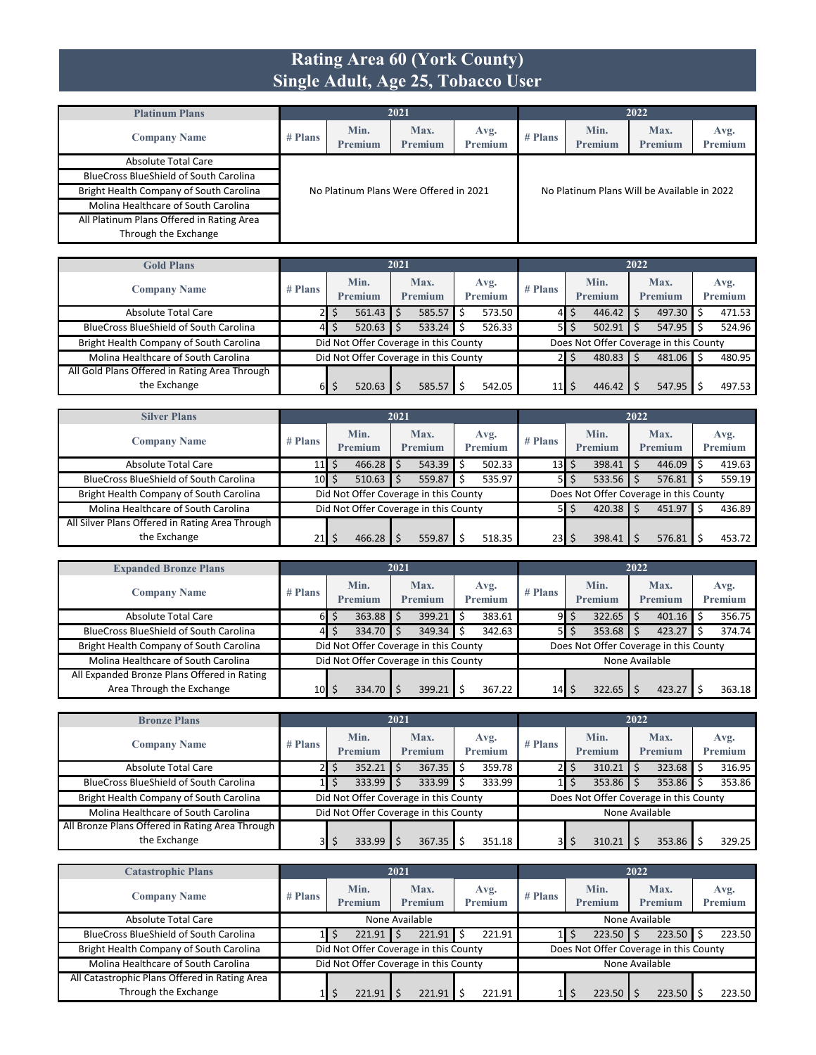# Rating Area 60 (York County)
# Single Adult, Age 25, Tobacco User

| Platinum Plans | 2021 | | | | 2022 | | | |
|---|---|---|---|---|---|---|---|---|
| Company Name | # Plans | Min. Premium | Max. Premium | Avg. Premium | # Plans | Min. Premium | Max. Premium | Avg. Premium |
| Absolute Total Care | No Platinum Plans Were Offered in 2021 | | | | No Platinum Plans Will be Available in 2022 | | | |
| BlueCross BlueShield of South Carolina | | | | | | | | |
| Bright Health Company of South Carolina | | | | | | | | |
| Molina Healthcare of South Carolina | | | | | | | | |
| All Platinum Plans Offered in Rating Area Through the Exchange | | | | | | | | |

| Gold Plans | 2021 | | | | 2022 | | | |
|---|---|---|---|---|---|---|---|---|
| Company Name | # Plans | Min. Premium | Max. Premium | Avg. Premium | # Plans | Min. Premium | Max. Premium | Avg. Premium |
| Absolute Total Care | 2 | $ 561.43 | $ 585.57 | $ 573.50 | 4 | $ 446.42 | $ 497.30 | $ 471.53 |
| BlueCross BlueShield of South Carolina | 4 | $ 520.63 | $ 533.24 | $ 526.33 | 5 | $ 502.91 | $ 547.95 | $ 524.96 |
| Bright Health Company of South Carolina | Did Not Offer Coverage in this County | | | | Does Not Offer Coverage in this County | | | |
| Molina Healthcare of South Carolina | Did Not Offer Coverage in this County | | | | 2 | $ 480.83 | $ 481.06 | $ 480.95 |
| All Gold Plans Offered in Rating Area Through the Exchange | 6 | $ 520.63 | $ 585.57 | $ 542.05 | 11 | $ 446.42 | $ 547.95 | $ 497.53 |

| Silver Plans | 2021 | | | | 2022 | | | |
|---|---|---|---|---|---|---|---|---|
| Company Name | # Plans | Min. Premium | Max. Premium | Avg. Premium | # Plans | Min. Premium | Max. Premium | Avg. Premium |
| Absolute Total Care | 11 | $ 466.28 | $ 543.39 | $ 502.33 | 13 | $ 398.41 | $ 446.09 | $ 419.63 |
| BlueCross BlueShield of South Carolina | 10 | $ 510.63 | $ 559.87 | $ 535.97 | 5 | $ 533.56 | $ 576.81 | $ 559.19 |
| Bright Health Company of South Carolina | Did Not Offer Coverage in this County | | | | Does Not Offer Coverage in this County | | | |
| Molina Healthcare of South Carolina | Did Not Offer Coverage in this County | | | | 5 | $ 420.38 | $ 451.97 | $ 436.89 |
| All Silver Plans Offered in Rating Area Through the Exchange | 21 | $ 466.28 | $ 559.87 | $ 518.35 | 23 | $ 398.41 | $ 576.81 | $ 453.72 |

| Expanded Bronze Plans | 2021 | | | | 2022 | | | |
|---|---|---|---|---|---|---|---|---|
| Company Name | # Plans | Min. Premium | Max. Premium | Avg. Premium | # Plans | Min. Premium | Max. Premium | Avg. Premium |
| Absolute Total Care | 6 | $ 363.88 | $ 399.21 | $ 383.61 | 9 | $ 322.65 | $ 401.16 | $ 356.75 |
| BlueCross BlueShield of South Carolina | 4 | $ 334.70 | $ 349.34 | $ 342.63 | 5 | $ 353.68 | $ 423.27 | $ 374.74 |
| Bright Health Company of South Carolina | Did Not Offer Coverage in this County | | | | Does Not Offer Coverage in this County | | | |
| Molina Healthcare of South Carolina | Did Not Offer Coverage in this County | | | | None Available | | | |
| All Expanded Bronze Plans Offered in Rating Area Through the Exchange | 10 | $ 334.70 | $ 399.21 | $ 367.22 | 14 | $ 322.65 | $ 423.27 | $ 363.18 |

| Bronze Plans | 2021 | | | | 2022 | | | |
|---|---|---|---|---|---|---|---|---|
| Company Name | # Plans | Min. Premium | Max. Premium | Avg. Premium | # Plans | Min. Premium | Max. Premium | Avg. Premium |
| Absolute Total Care | 2 | $ 352.21 | $ 367.35 | $ 359.78 | 2 | $ 310.21 | $ 323.68 | $ 316.95 |
| BlueCross BlueShield of South Carolina | 1 | $ 333.99 | $ 333.99 | $ 333.99 | 1 | $ 353.86 | $ 353.86 | $ 353.86 |
| Bright Health Company of South Carolina | Did Not Offer Coverage in this County | | | | Does Not Offer Coverage in this County | | | |
| Molina Healthcare of South Carolina | Did Not Offer Coverage in this County | | | | None Available | | | |
| All Bronze Plans Offered in Rating Area Through the Exchange | 3 | $ 333.99 | $ 367.35 | $ 351.18 | 3 | $ 310.21 | $ 353.86 | $ 329.25 |

| Catastrophic Plans | 2021 | | | | 2022 | | | |
|---|---|---|---|---|---|---|---|---|
| Company Name | # Plans | Min. Premium | Max. Premium | Avg. Premium | # Plans | Min. Premium | Max. Premium | Avg. Premium |
| Absolute Total Care | None Available | | | | None Available | | | |
| BlueCross BlueShield of South Carolina | 1 | $ 221.91 | $ 221.91 | $ 221.91 | 1 | $ 223.50 | $ 223.50 | $ 223.50 |
| Bright Health Company of South Carolina | Did Not Offer Coverage in this County | | | | Does Not Offer Coverage in this County | | | |
| Molina Healthcare of South Carolina | Did Not Offer Coverage in this County | | | | None Available | | | |
| All Catastrophic Plans Offered in Rating Area Through the Exchange | 1 | $ 221.91 | $ 221.91 | $ 221.91 | 1 | $ 223.50 | $ 223.50 | $ 223.50 |